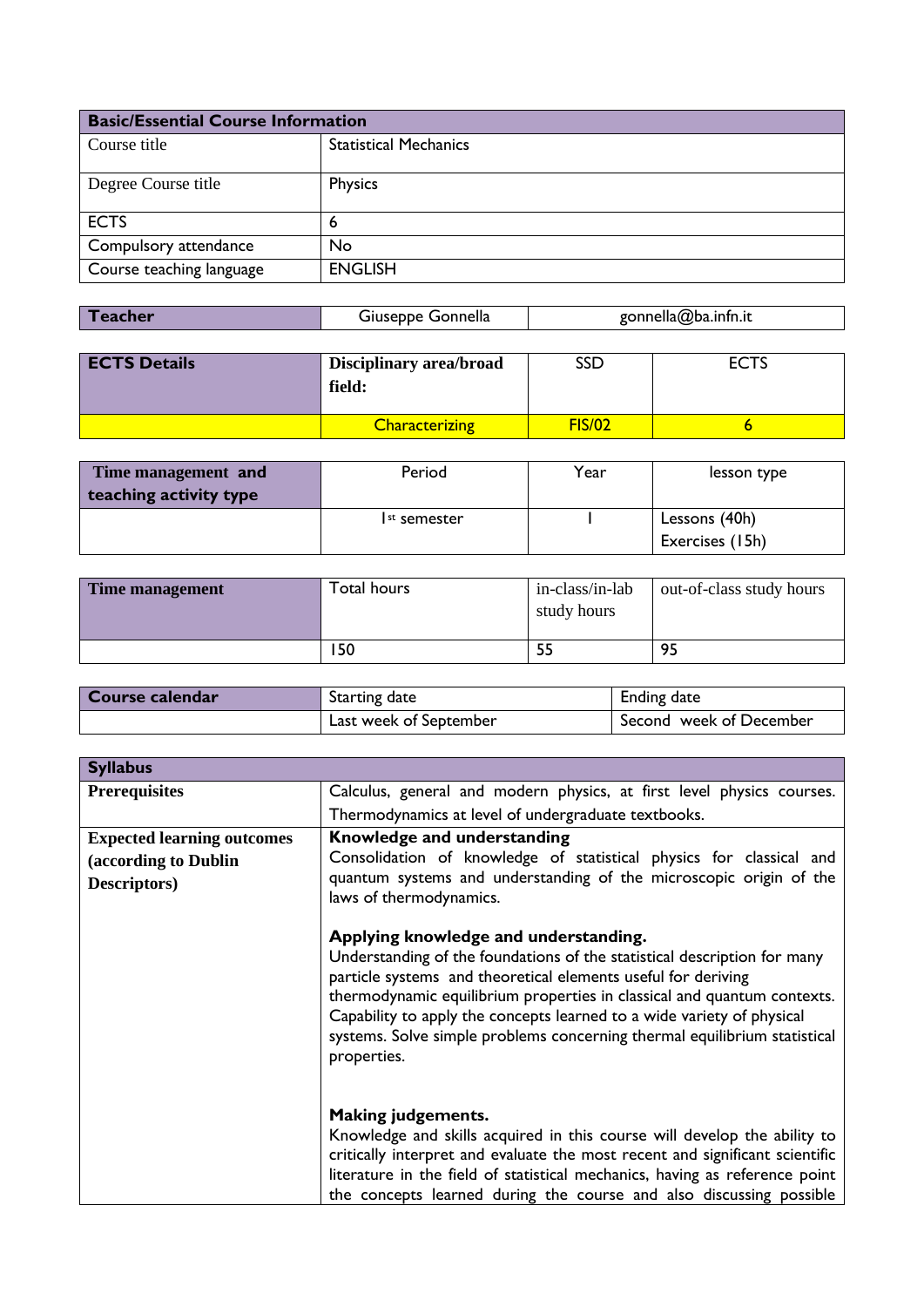| Basic/Essential Course Information | |
|---|---|
| Course title | Statistical Mechanics |
| Degree Course title | Physics |
| ECTS | 6 |
| Compulsory attendance | No |
| Course teaching language | ENGLISH |

| Teacher | Giuseppe Gonnella | gonnella@ba.infn.it |
|---|---|---|

| ECTS Details | Disciplinary area/broad field: | SSD | ECTS |
|---|---|---|---|
| | Characterizing | FIS/02 | 6 |

| Time management and teaching activity type | Period | Year | lesson type |
|---|---|---|---|
| | Ist semester | I | Lessons (40h) Exercises (15h) |

| Time management | Total hours | in-class/in-lab study hours | out-of-class study hours |
|---|---|---|---|
| | 150 | 55 | 95 |

| Course calendar | Starting date | Ending date |
|---|---|---|
| | Last week of September | Second week of December |

| Syllabus | |
|---|---|
| **Prerequisites** | Calculus, general and modern physics, at first level physics courses. Thermodynamics at level of undergraduate textbooks. |
| **Expected learning outcomes (according to Dublin Descriptors)** | **Knowledge and understanding** Consolidation of knowledge of statistical physics for classical and quantum systems and understanding of the microscopic origin of the laws of thermodynamics. <br><br> **Applying knowledge and understanding.** Understanding of the foundations of the statistical description for many particle systems and theoretical elements useful for deriving thermodynamic equilibrium properties in classical and quantum contexts. Capability to apply the concepts learned to a wide variety of physical systems. Solve simple problems concerning thermal equilibrium statistical properties. <br><br> **Making judgements.** Knowledge and skills acquired in this course will develop the ability to critically interpret and evaluate the most recent and significant scientific literature in the field of statistical mechanics, having as reference point the concepts learned during the course and also discussing possible |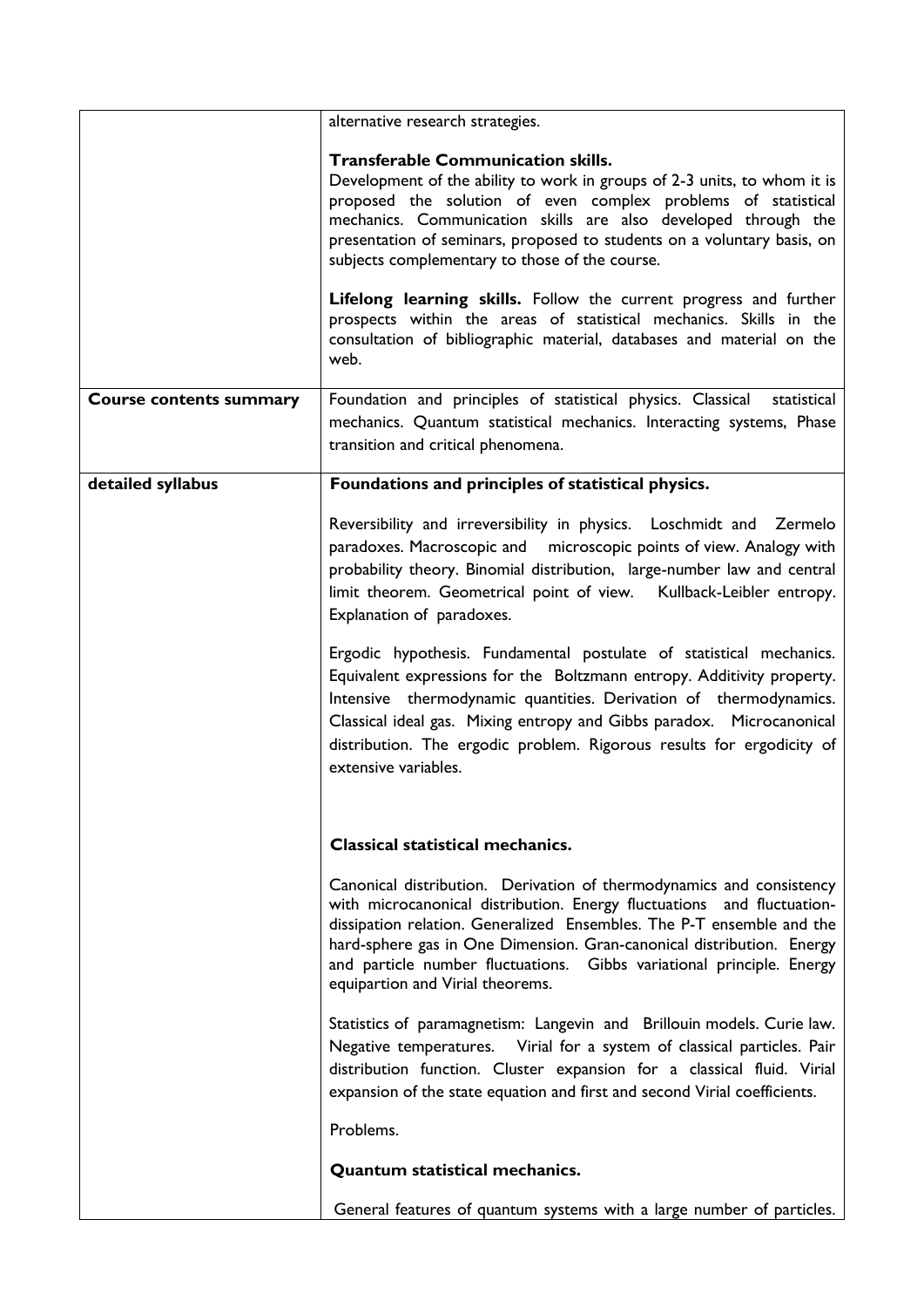| | |
|---|---|
| | alternative research strategies.<br><br>**Transferable Communication skills.**<br>Development of the ability to work in groups of 2-3 units, to whom it is proposed the solution of even complex problems of statistical mechanics. Communication skills are also developed through the presentation of seminars, proposed to students on a voluntary basis, on subjects complementary to those of the course.<br><br>**Lifelong learning skills.** Follow the current progress and further prospects within the areas of statistical mechanics. Skills in the consultation of bibliographic material, databases and material on the web. |
| **Course contents summary** | Foundation and principles of statistical physics. Classical statistical mechanics. Quantum statistical mechanics. Interacting systems, Phase transition and critical phenomena. |
| **detailed syllabus** | **Foundations and principles of statistical physics.**<br><br>Reversibility and irreversibility in physics. Loschmidt and Zermelo paradoxes. Macroscopic and microscopic points of view. Analogy with probability theory. Binomial distribution, large-number law and central limit theorem. Geometrical point of view. Kullback-Leibler entropy. Explanation of paradoxes.<br><br>Ergodic hypothesis. Fundamental postulate of statistical mechanics. Equivalent expressions for the Boltzmann entropy. Additivity property. Intensive thermodynamic quantities. Derivation of thermodynamics. Classical ideal gas. Mixing entropy and Gibbs paradox. Microcanonical distribution. The ergodic problem. Rigorous results for ergodicity of extensive variables.<br><br>**Classical statistical mechanics.**<br><br>Canonical distribution. Derivation of thermodynamics and consistency with microcanonical distribution. Energy fluctuations and fluctuation-dissipation relation. Generalized Ensembles. The P-T ensemble and the hard-sphere gas in One Dimension. Gran-canonical distribution. Energy and particle number fluctuations. Gibbs variational principle. Energy equipartion and Virial theorems.<br><br>Statistics of paramagnetism: Langevin and Brillouin models. Curie law. Negative temperatures. Virial for a system of classical particles. Pair distribution function. Cluster expansion for a classical fluid. Virial expansion of the state equation and first and second Virial coefficients.<br><br>Problems.<br><br>**Quantum statistical mechanics.**<br><br>General features of quantum systems with a large number of particles. |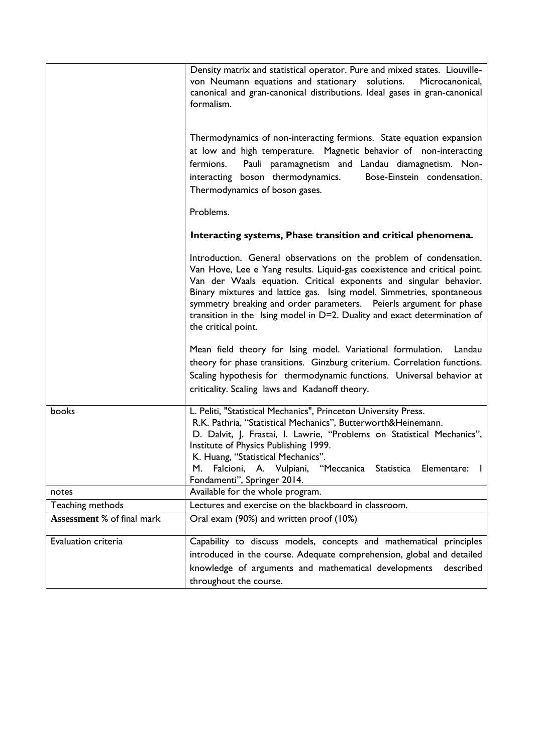| | |
|---|---|
| | Density matrix and statistical operator. Pure and mixed states. Liouville-von Neumann equations and stationary solutions. Microcanonical, canonical and gran-canonical distributions. Ideal gases in gran-canonical formalism.<br><br>Thermodynamics of non-interacting fermions. State equation expansion at low and high temperature. Magnetic behavior of non-interacting fermions. Pauli paramagnetism and Landau diamagnetism. Non-interacting boson thermodynamics. Bose-Einstein condensation. Thermodynamics of boson gases.<br><br>Problems.<br><br>**Interacting systems, Phase transition and critical phenomena.**<br><br>Introduction. General observations on the problem of condensation. Van Hove, Lee e Yang results. Liquid-gas coexistence and critical point. Van der Waals equation. Critical exponents and singular behavior. Binary mixtures and lattice gas. Ising model. Simmetries, spontaneous symmetry breaking and order parameters. Peierls argument for phase transition in the Ising model in D=2. Duality and exact determination of the critical point.<br><br>Mean field theory for Ising model. Variational formulation. Landau theory for phase transitions. Ginzburg criterium. Correlation functions. Scaling hypothesis for thermodynamic functions. Universal behavior at criticality. Scaling laws and Kadanoff theory. |
| books | L. Peliti, "Statistical Mechanics", Princeton University Press.<br>R.K. Pathria, "Statistical Mechanics", Butterworth&Heinemann.<br>D. Dalvit, J. Frastai, I. Lawrie, "Problems on Statistical Mechanics", Institute of Physics Publishing 1999.<br>K. Huang, "Statistical Mechanics".<br>M. Falcioni, A. Vulpiani, "Meccanica Statistica Elementare: I Fondamenti", Springer 2014. |
| notes | Available for the whole program. |
| Teaching methods | Lectures and exercise on the blackboard in classroom. |
| **Assessment** % of final mark | Oral exam (90%) and written proof (10%) |
| Evaluation criteria | Capability to discuss models, concepts and mathematical principles introduced in the course. Adequate comprehension, global and detailed knowledge of arguments and mathematical developments described throughout the course. |